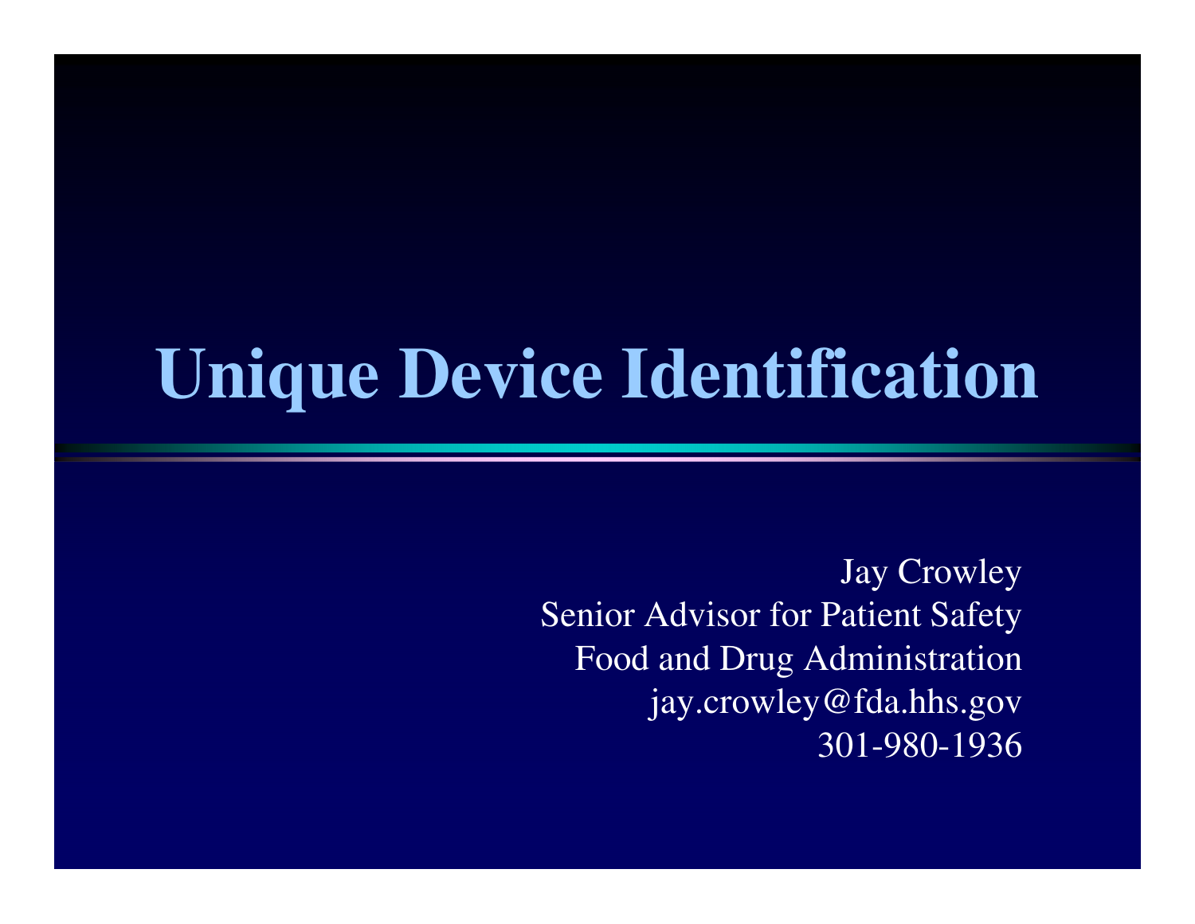# Unique Device Identification

Jay Crowley
Senior Advisor for Patient Safety
Food and Drug Administration
jay.crowley@fda.hhs.gov
301-980-1936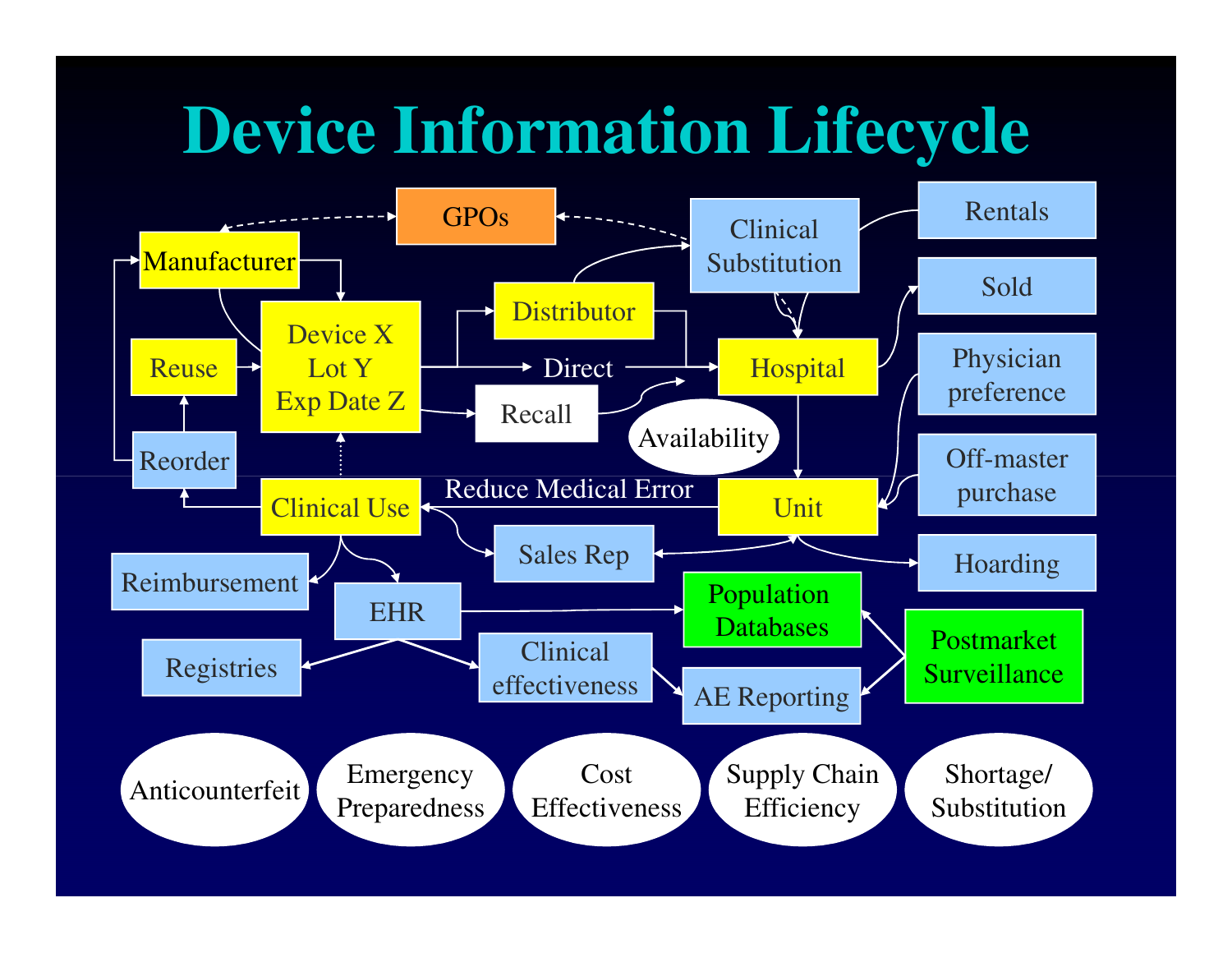# Device Information Lifecycle

- GPOs
- Manufacturer
- Device X / Lot Y / Exp Date Z
- Reuse
- Reorder
- Distributor
- Direct
- Recall
- Clinical Substitution
- Rentals
- Sold
- Hospital
- Availability
- Physician preference
- Off-master purchase
- Unit
- Reduce Medical Error
- Clinical Use
- Sales Rep
- Hoarding
- Reimbursement
- EHR
- Population Databases
- Postmarket Surveillance
- Registries
- Clinical effectiveness
- AE Reporting

Anticounterfeit | Emergency Preparedness | Cost Effectiveness | Supply Chain Efficiency | Shortage/ Substitution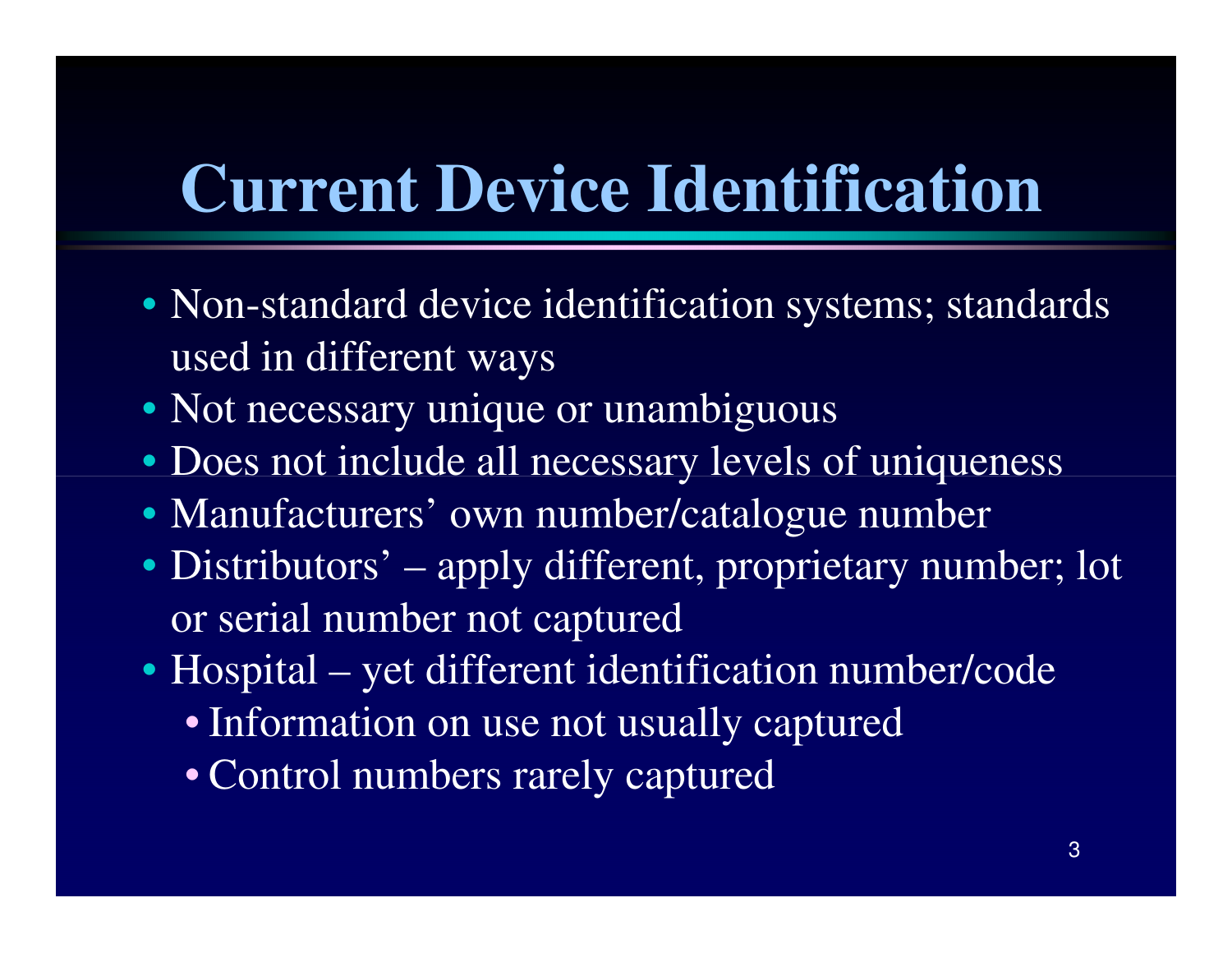# Current Device Identification

- Non-standard device identification systems; standards used in different ways
- Not necessary unique or unambiguous
- Does not include all necessary levels of uniqueness
- Manufacturers' own number/catalogue number
- Distributors' – apply different, proprietary number; lot or serial number not captured
- Hospital – yet different identification number/code
  - Information on use not usually captured
  - Control numbers rarely captured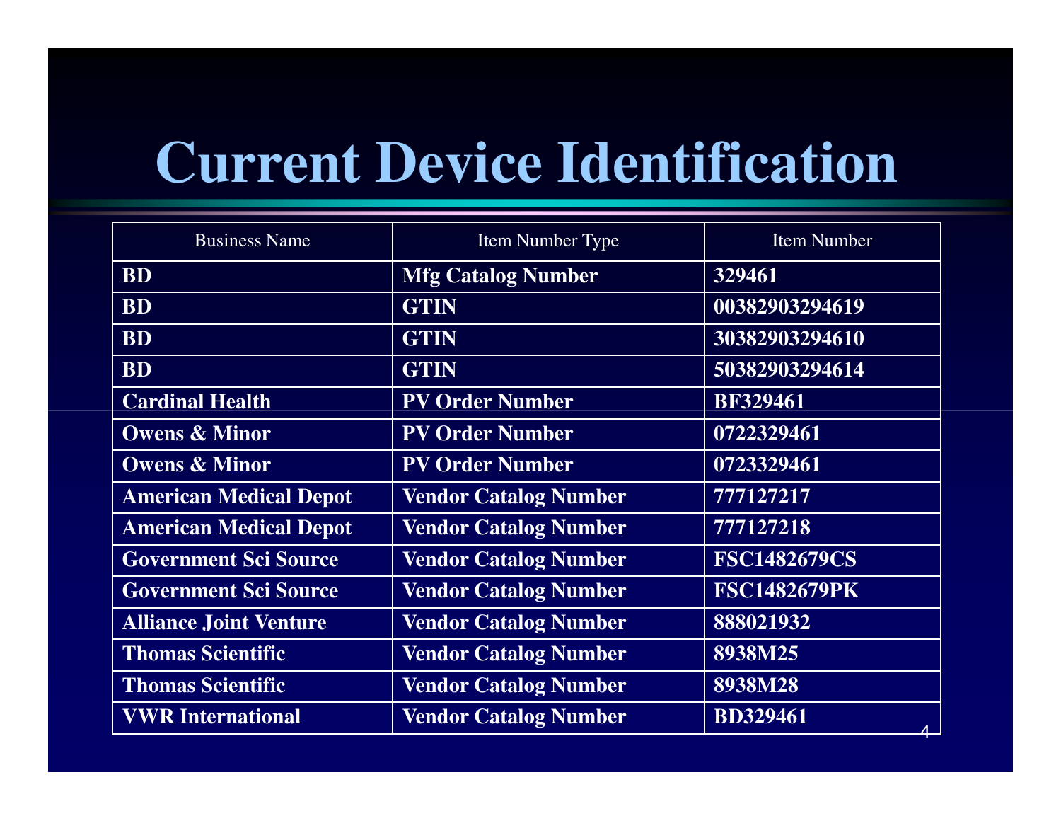# Current Device Identification

| Business Name | Item Number Type | Item Number |
|---|---|---|
| **BD** | **Mfg Catalog Number** | **329461** |
| **BD** | **GTIN** | **00382903294619** |
| **BD** | **GTIN** | **30382903294610** |
| **BD** | **GTIN** | **50382903294614** |
| **Cardinal Health** | **PV Order Number** | **BF329461** |
| **Owens & Minor** | **PV Order Number** | **0722329461** |
| **Owens & Minor** | **PV Order Number** | **0723329461** |
| **American Medical Depot** | **Vendor Catalog Number** | **777127217** |
| **American Medical Depot** | **Vendor Catalog Number** | **777127218** |
| **Government Sci Source** | **Vendor Catalog Number** | **FSC1482679CS** |
| **Government Sci Source** | **Vendor Catalog Number** | **FSC1482679PK** |
| **Alliance Joint Venture** | **Vendor Catalog Number** | **888021932** |
| **Thomas Scientific** | **Vendor Catalog Number** | **8938M25** |
| **Thomas Scientific** | **Vendor Catalog Number** | **8938M28** |
| **VWR International** | **Vendor Catalog Number** | **BD329461** |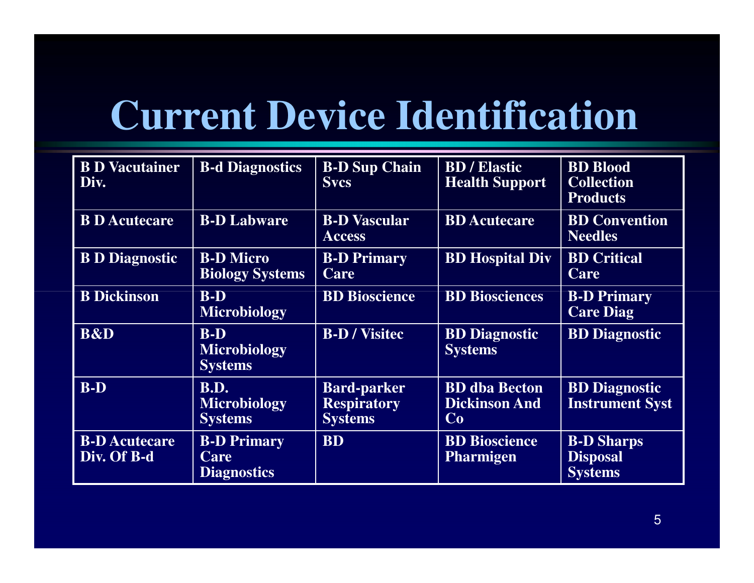# Current Device Identification

| B D Vacutainer Div. | B-d Diagnostics | B-D Sup Chain Svcs | BD / Elastic Health Support | BD Blood Collection Products |
|---|---|---|---|---|
| B D Acutecare | B-D Labware | B-D Vascular Access | BD Acutecare | BD Convention Needles |
| B D Diagnostic | B-D Micro Biology Systems | B-D Primary Care | BD Hospital Div | BD Critical Care |
| B Dickinson | B-D Microbiology | BD Bioscience | BD Biosciences | B-D Primary Care Diag |
| B&D | B-D Microbiology Systems | B-D / Visitec | BD Diagnostic Systems | BD Diagnostic |
| B-D | B.D. Microbiology Systems | Bard-parker Respiratory Systems | BD dba Becton Dickinson And Co | BD Diagnostic Instrument Syst |
| B-D Acutecare Div. Of B-d | B-D Primary Care Diagnostics | BD | BD Bioscience Pharmigen | B-D Sharps Disposal Systems |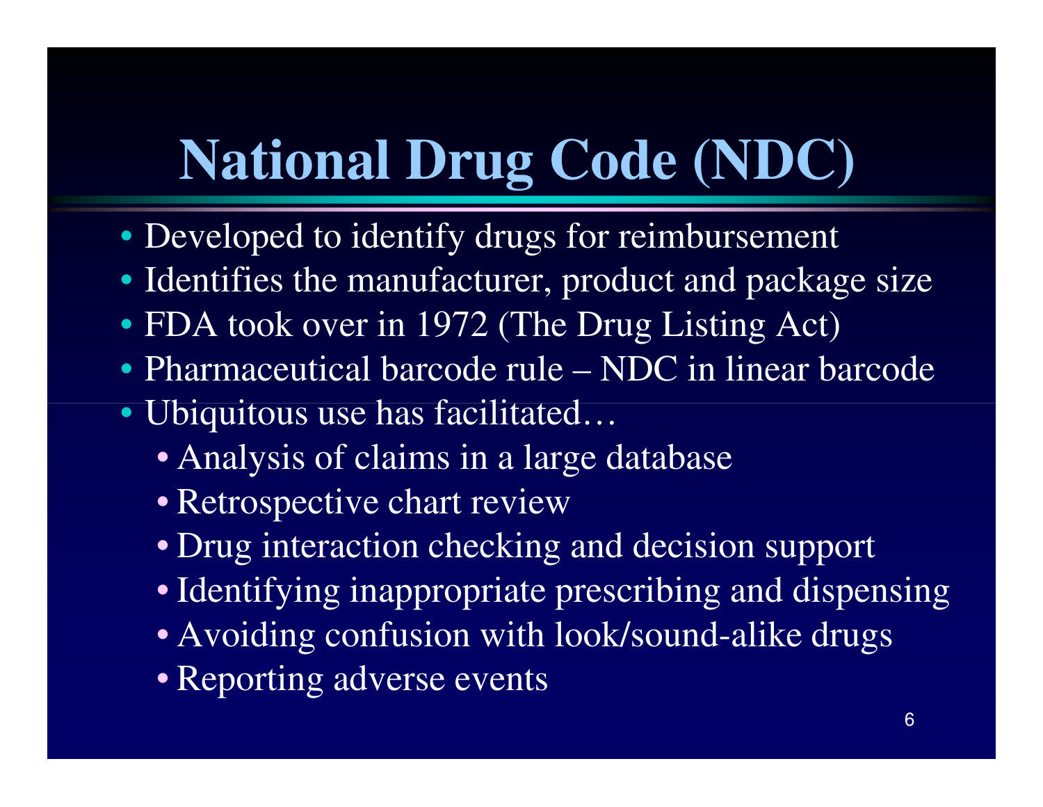# National Drug Code (NDC)

- Developed to identify drugs for reimbursement
- Identifies the manufacturer, product and package size
- FDA took over in 1972 (The Drug Listing Act)
- Pharmaceutical barcode rule – NDC in linear barcode
- Ubiquitous use has facilitated…
  - Analysis of claims in a large database
  - Retrospective chart review
  - Drug interaction checking and decision support
  - Identifying inappropriate prescribing and dispensing
  - Avoiding confusion with look/sound-alike drugs
  - Reporting adverse events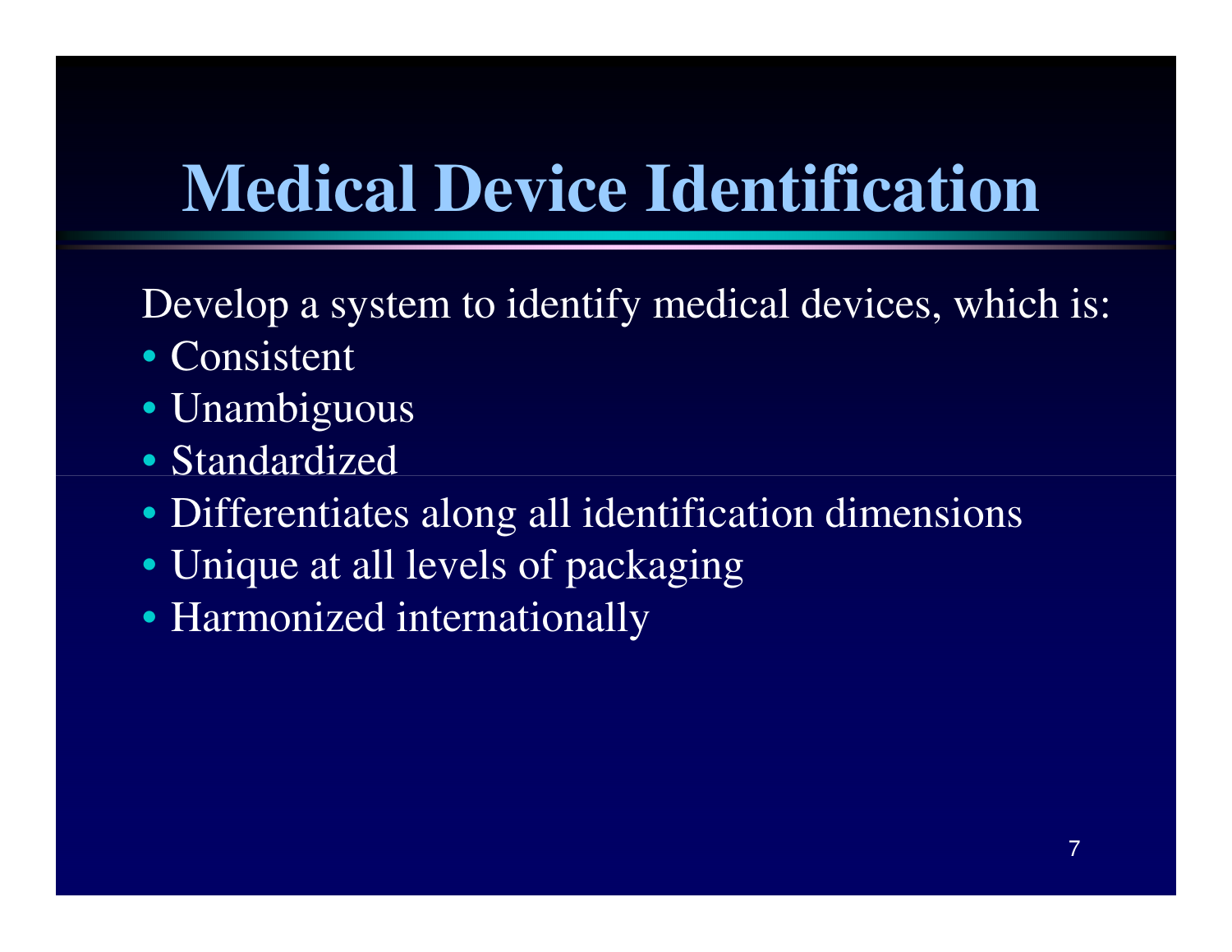# Medical Device Identification

Develop a system to identify medical devices, which is:

- Consistent
- Unambiguous
- Standardized
- Differentiates along all identification dimensions
- Unique at all levels of packaging
- Harmonized internationally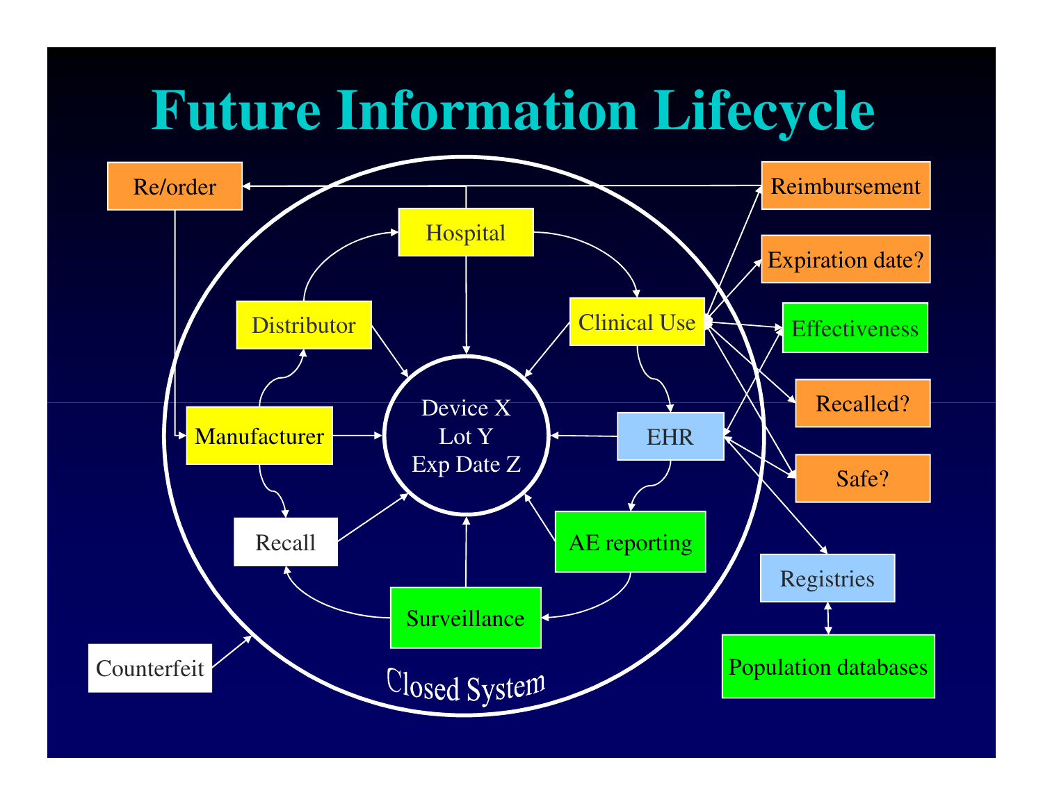# Future Information Lifecycle

Re/order

Reimbursement

Hospital

Expiration date?

Distributor

Clinical Use

Effectiveness

Device X
Lot Y
Exp Date Z

Recalled?

Manufacturer

EHR

Safe?

Recall

AE reporting

Registries

Surveillance

Counterfeit

Population databases

Closed System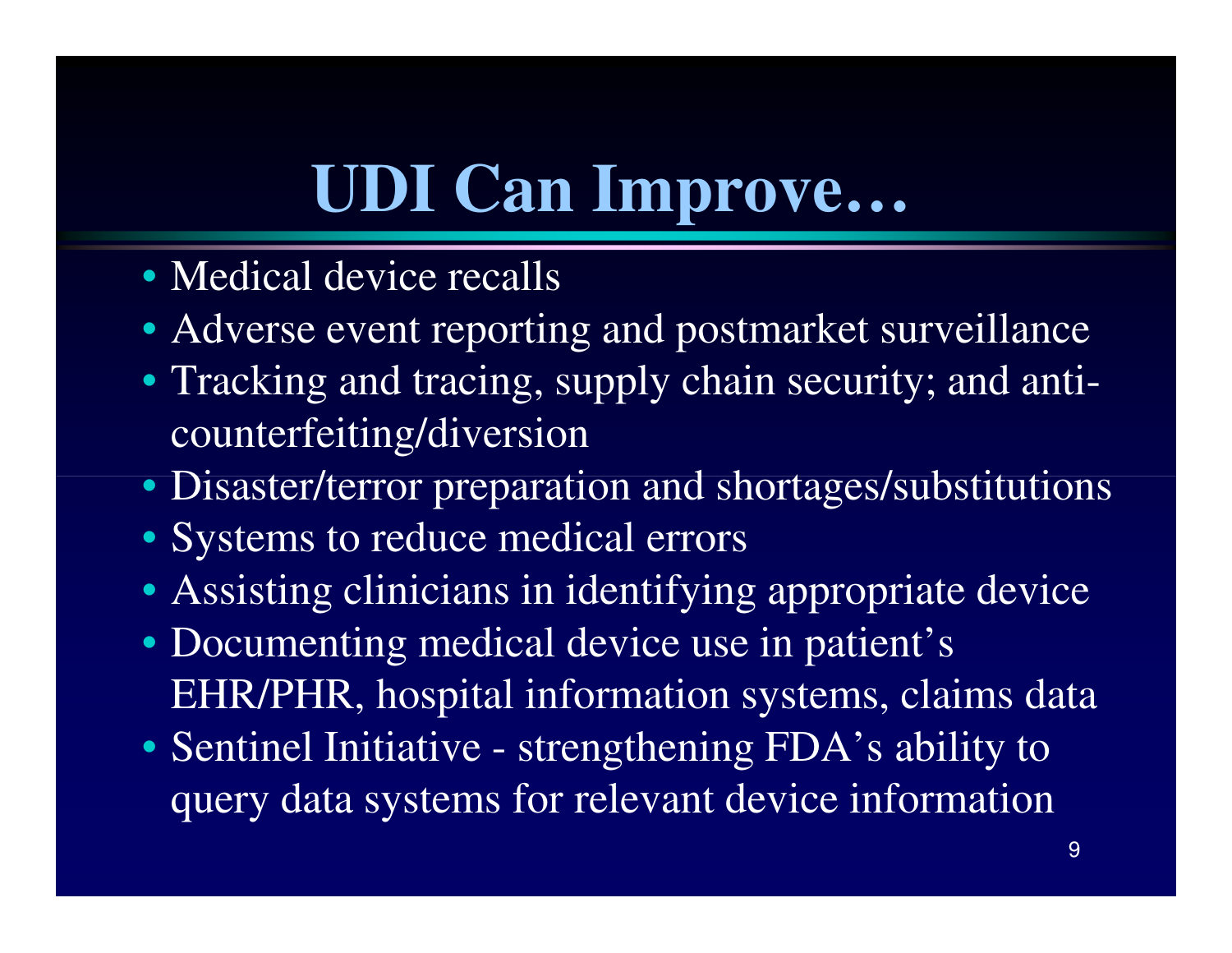# UDI Can Improve…

- Medical device recalls
- Adverse event reporting and postmarket surveillance
- Tracking and tracing, supply chain security; and anti-counterfeiting/diversion
- Disaster/terror preparation and shortages/substitutions
- Systems to reduce medical errors
- Assisting clinicians in identifying appropriate device
- Documenting medical device use in patient's EHR/PHR, hospital information systems, claims data
- Sentinel Initiative - strengthening FDA's ability to query data systems for relevant device information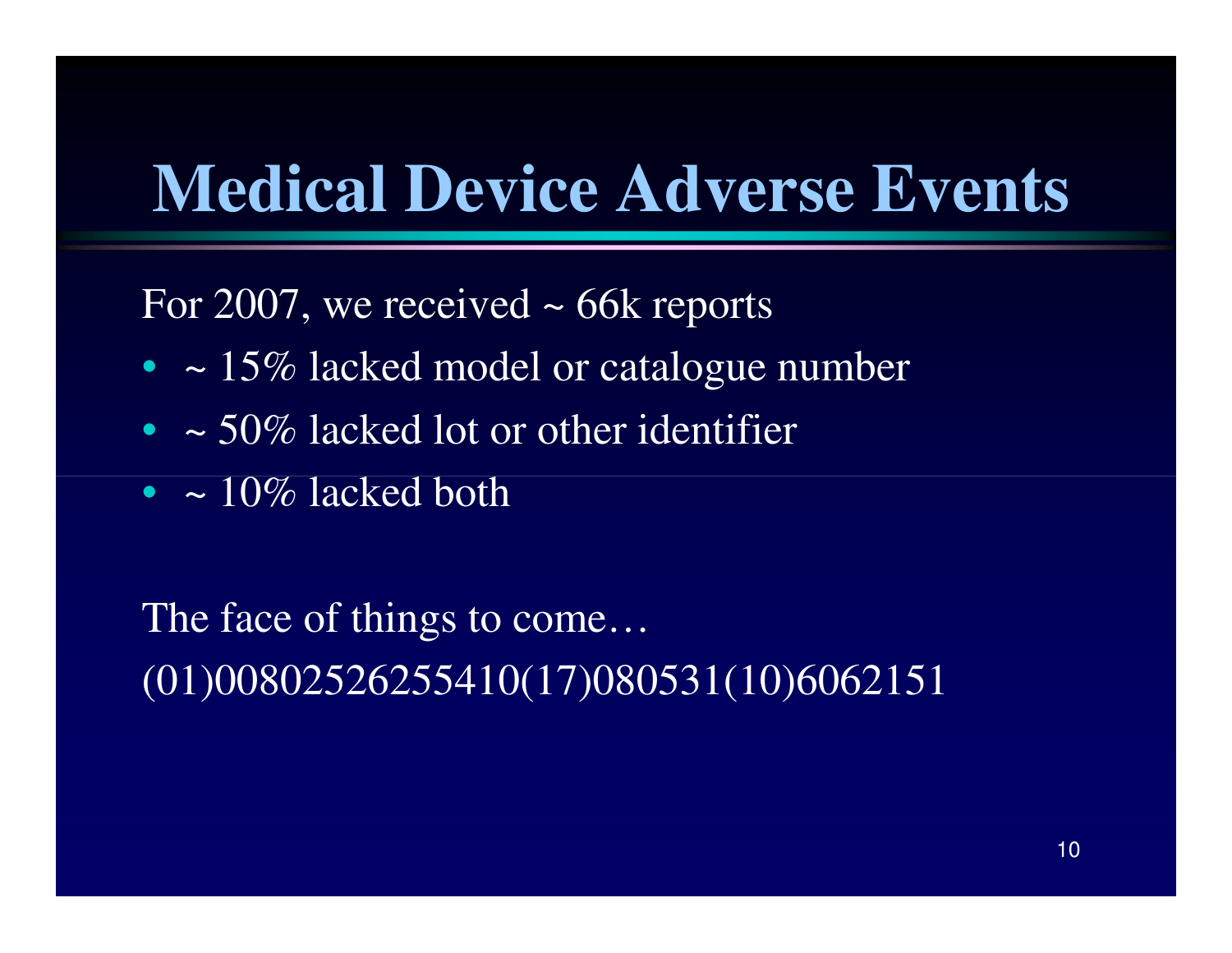# Medical Device Adverse Events

For 2007, we received ~ 66k reports

- ~ 15% lacked model or catalogue number
- ~ 50% lacked lot or other identifier
- ~ 10% lacked both

The face of things to come…
(01)00802526255410(17)080531(10)6062151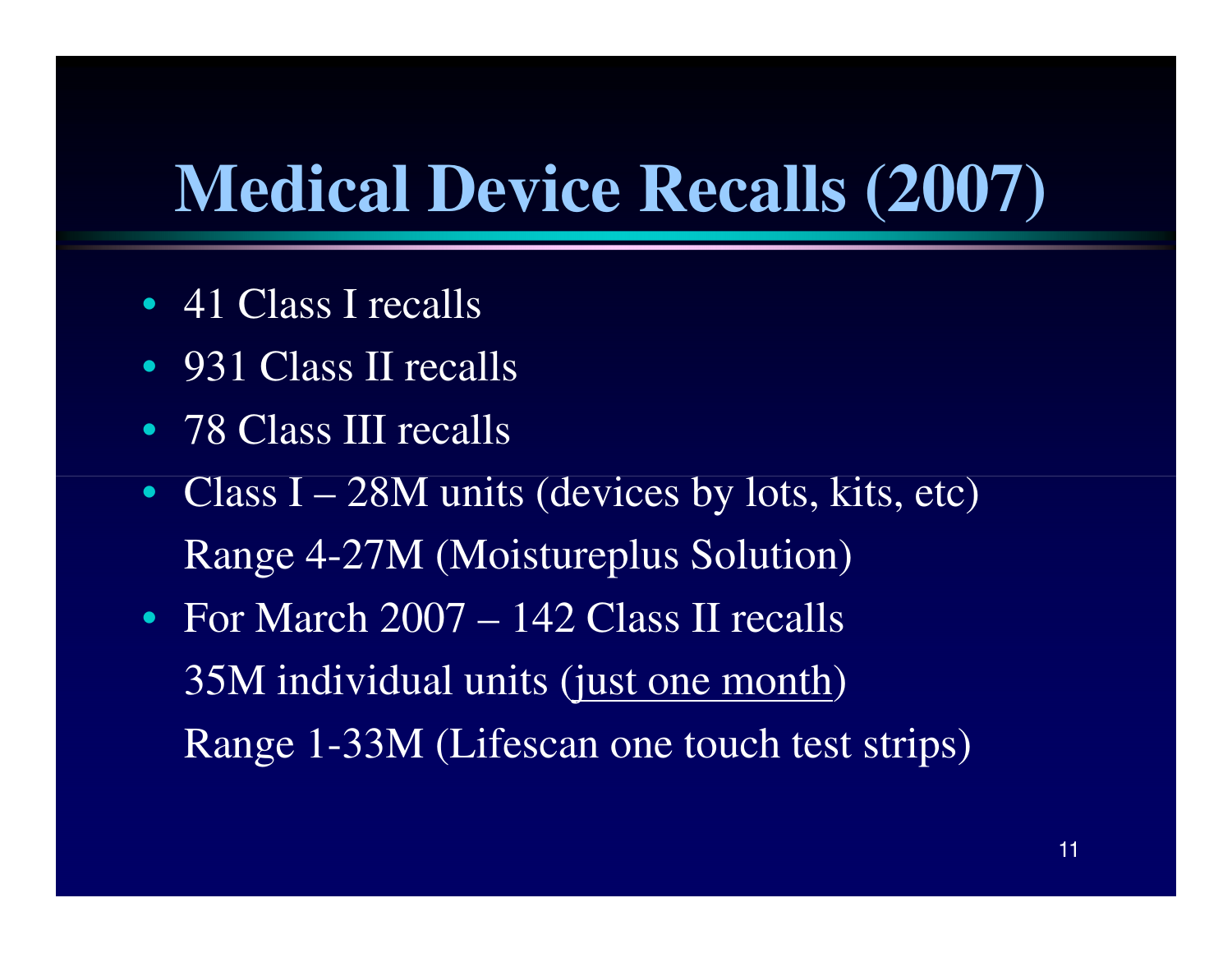# Medical Device Recalls (2007)

- 41 Class I recalls
- 931 Class II recalls
- 78 Class III recalls
- Class I – 28M units (devices by lots, kits, etc)
  Range 4-27M (Moistureplus Solution)
- For March 2007 – 142 Class II recalls
  35M individual units (<u>just one month</u>)
  Range 1-33M (Lifescan one touch test strips)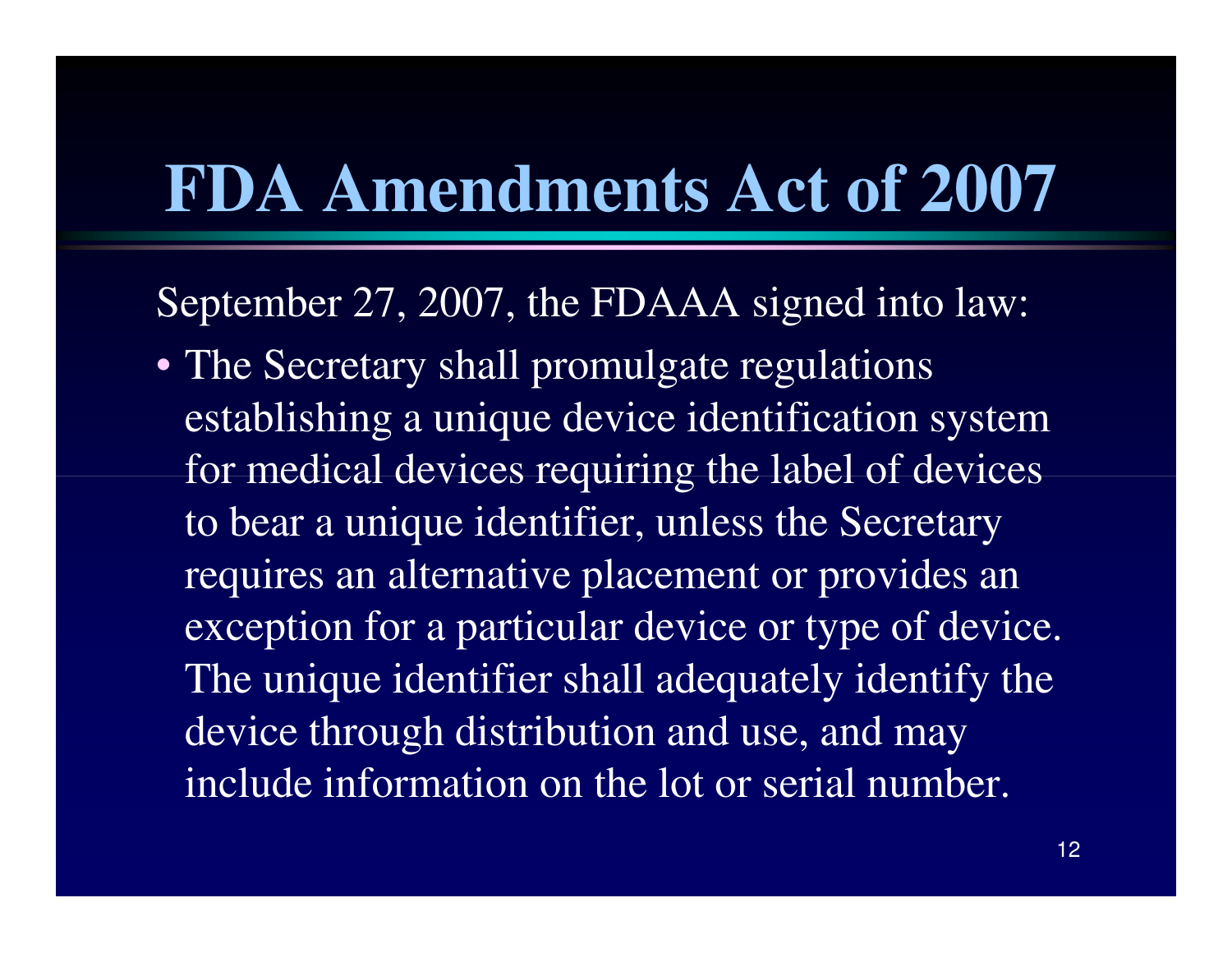# FDA Amendments Act of 2007

September 27, 2007, the FDAAA signed into law:

- The Secretary shall promulgate regulations establishing a unique device identification system for medical devices requiring the label of devices to bear a unique identifier, unless the Secretary requires an alternative placement or provides an exception for a particular device or type of device. The unique identifier shall adequately identify the device through distribution and use, and may include information on the lot or serial number.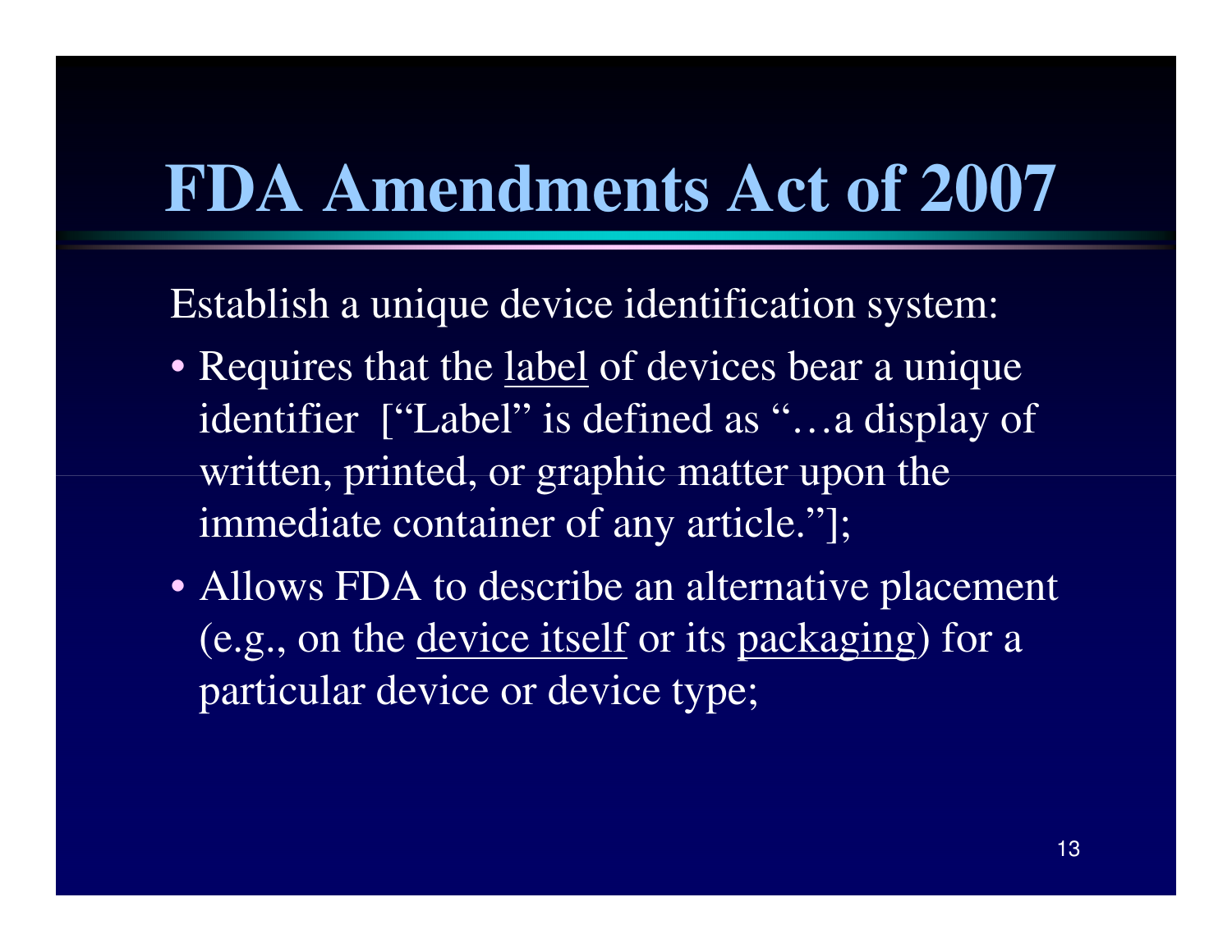# FDA Amendments Act of 2007

Establish a unique device identification system:

- Requires that the <u>label</u> of devices bear a unique identifier ["Label" is defined as "…a display of written, printed, or graphic matter upon the immediate container of any article."];
- Allows FDA to describe an alternative placement (e.g., on the <u>device itself</u> or its <u>packaging</u>) for a particular device or device type;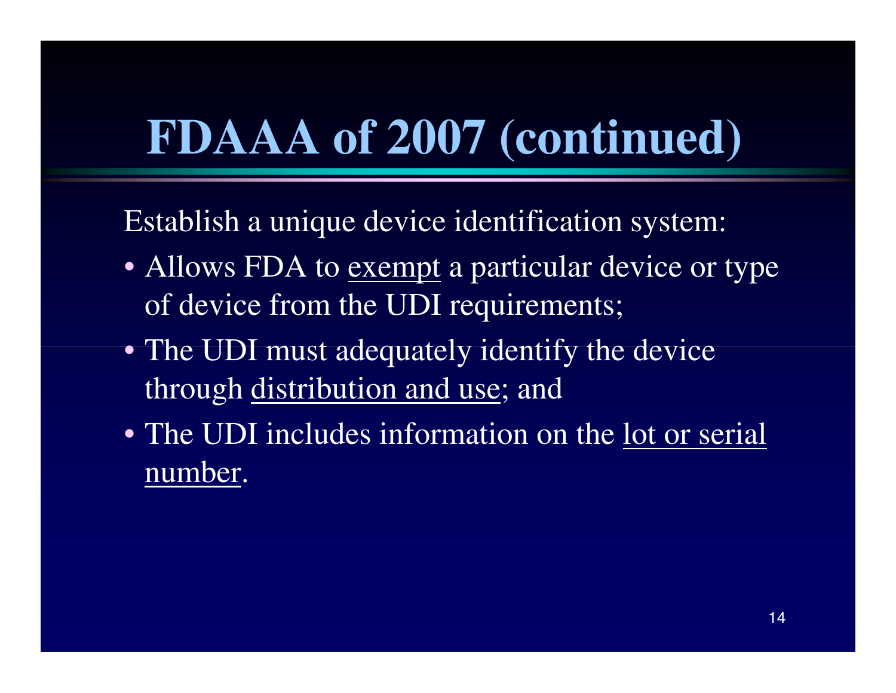# FDAAA of 2007 (continued)

Establish a unique device identification system:

- Allows FDA to <u>exempt</u> a particular device or type of device from the UDI requirements;
- The UDI must adequately identify the device through <u>distribution and use</u>; and
- The UDI includes information on the <u>lot or serial number</u>.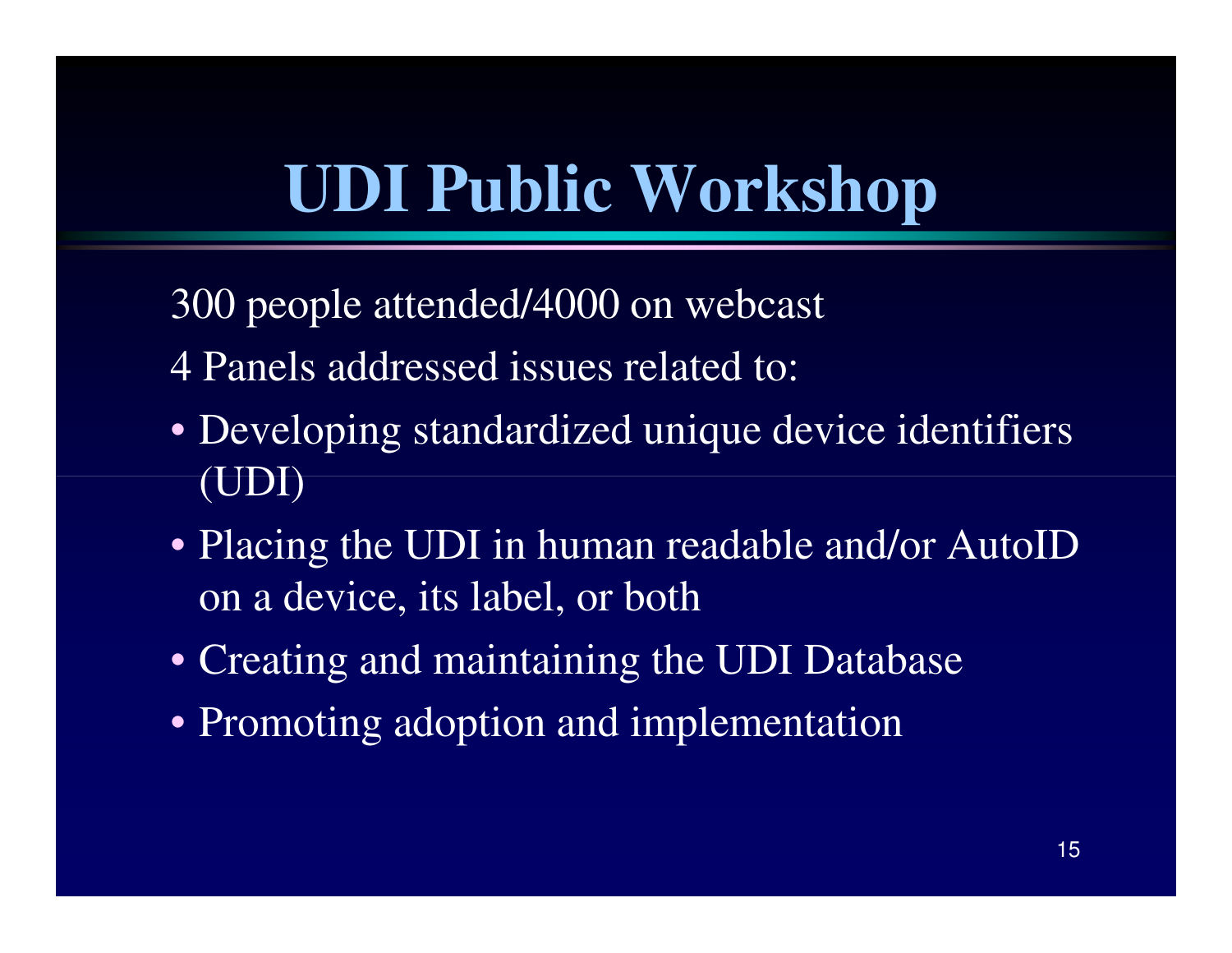# UDI Public Workshop

300 people attended/4000 on webcast

4 Panels addressed issues related to:

- Developing standardized unique device identifiers (UDI)
- Placing the UDI in human readable and/or AutoID on a device, its label, or both
- Creating and maintaining the UDI Database
- Promoting adoption and implementation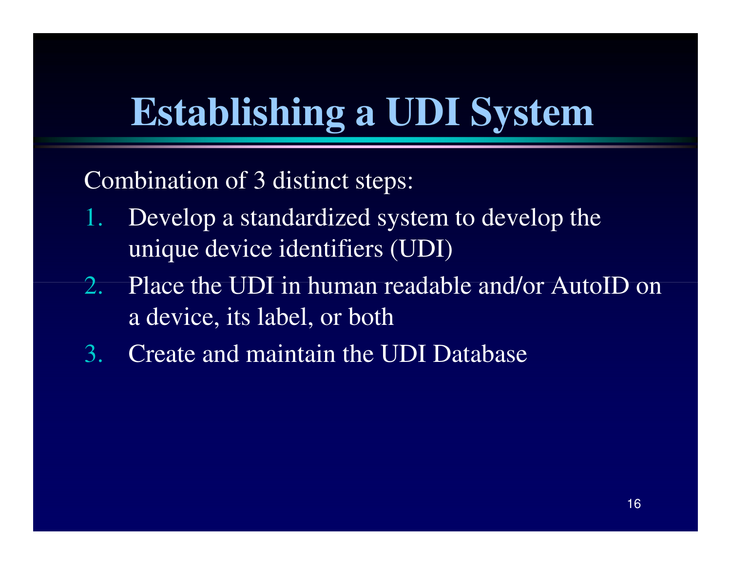# Establishing a UDI System

Combination of 3 distinct steps:

1. Develop a standardized system to develop the unique device identifiers (UDI)
2. Place the UDI in human readable and/or AutoID on a device, its label, or both
3. Create and maintain the UDI Database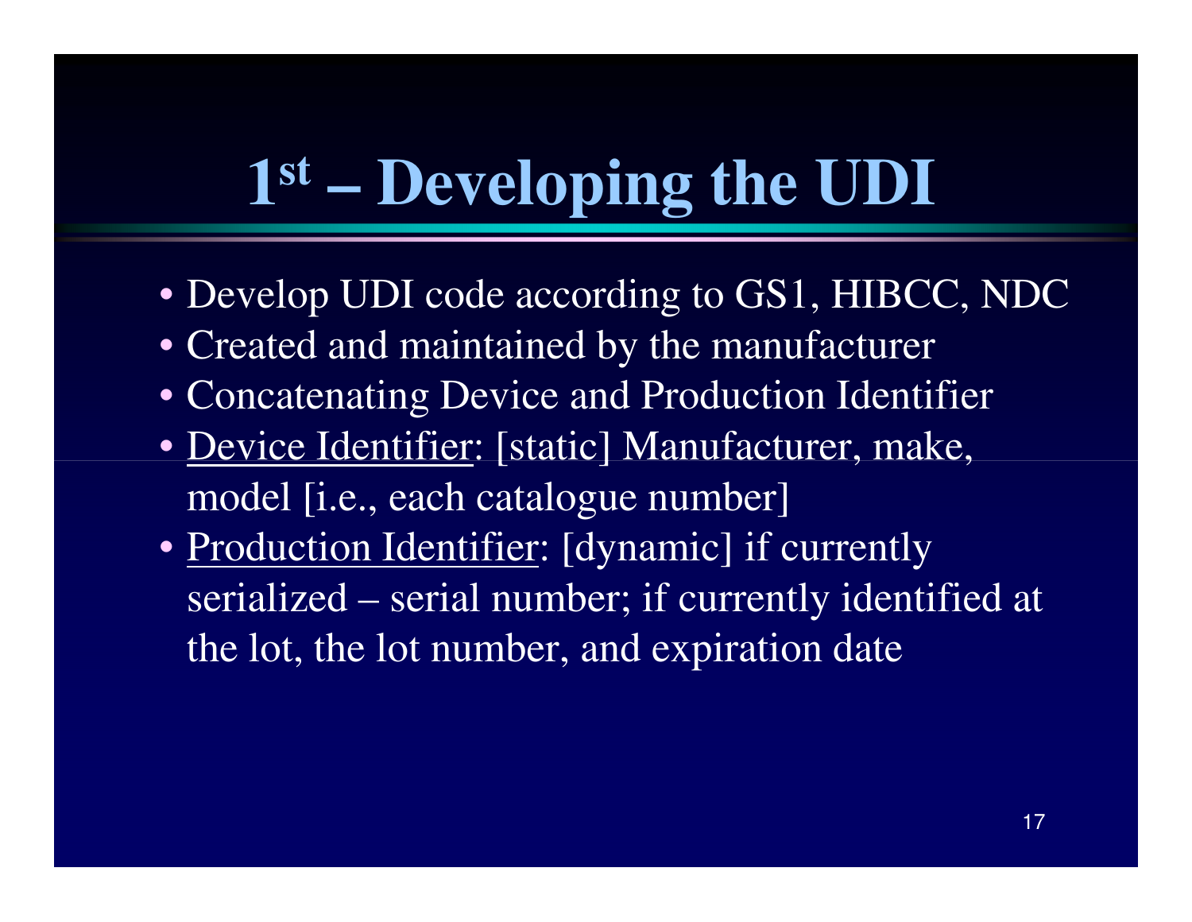# 1st – Developing the UDI

- Develop UDI code according to GS1, HIBCC, NDC
- Created and maintained by the manufacturer
- Concatenating Device and Production Identifier
- <u>Device Identifier</u>: [static] Manufacturer, make, model [i.e., each catalogue number]
- <u>Production Identifier</u>: [dynamic] if currently serialized – serial number; if currently identified at the lot, the lot number, and expiration date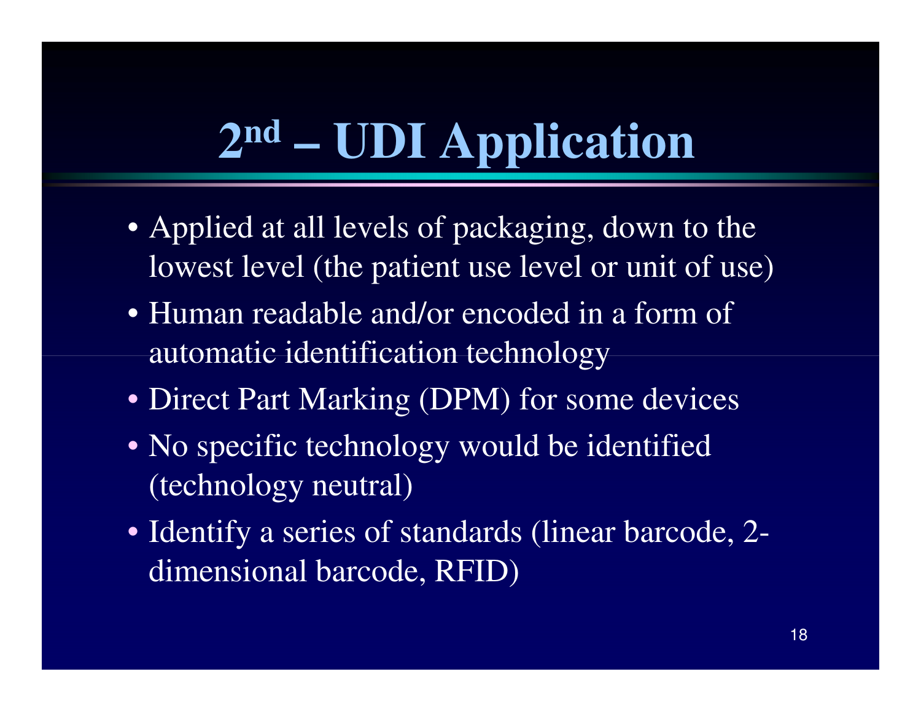# 2nd – UDI Application

- Applied at all levels of packaging, down to the lowest level (the patient use level or unit of use)
- Human readable and/or encoded in a form of automatic identification technology
- Direct Part Marking (DPM) for some devices
- No specific technology would be identified (technology neutral)
- Identify a series of standards (linear barcode, 2-dimensional barcode, RFID)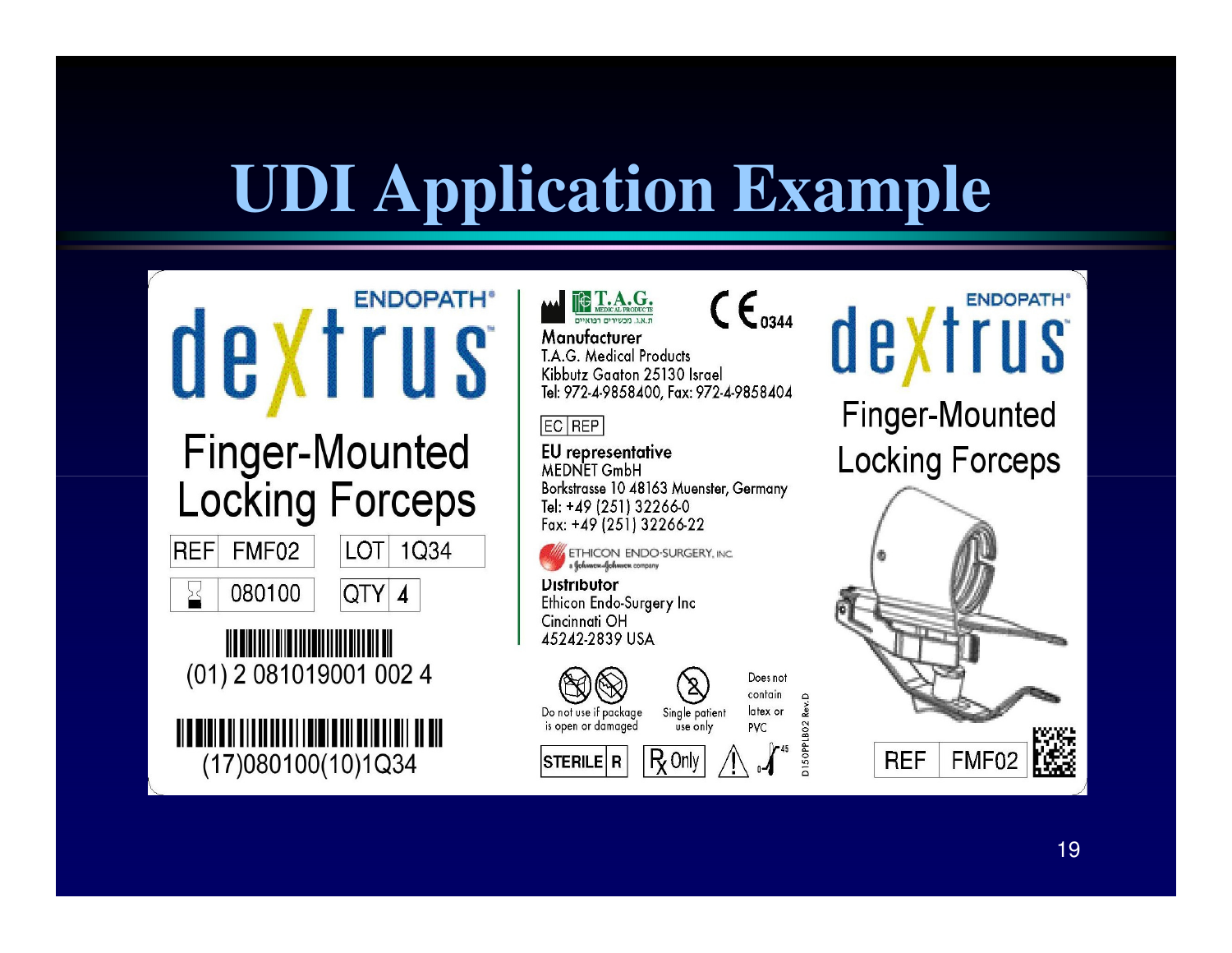# UDI Application Example

ENDOPATH®

**dextrus**™

Finger-Mounted Locking Forceps

| REF | FMF02 |
|---|---|
| LOT | 1Q34 |
| (Use by) | 080100 |
| QTY | 4 |

(01) 2 081019001 002 4

(17)080100(10)1Q34

T.A.G. MEDICAL PRODUCTS

ת.א.ג. מכשירים רפואיים

CE 0344

**Manufacturer**
T.A.G. Medical Products
Kibbutz Gaaton 25130 Israel
Tel: 972-4-9858400, Fax: 972-4-9858404

EC REP

**EU representative**
MEDNET GmbH
Borkstrasse 10 48163 Muenster, Germany
Tel: +49 (251) 32266-0
Fax: +49 (251) 32266-22

ETHICON ENDO-SURGERY, INC.
a Johnson & Johnson company

**Distributor**
Ethicon Endo-Surgery Inc
Cincinnati OH
45242-2839 USA

Do not use if package is open or damaged

Single patient use only

Does not contain latex or PVC

STERILE R

Rx Only

D150PPLB02 Rev.D

ENDOPATH®

**dextrus**™

Finger-Mounted Locking Forceps

REF FMF02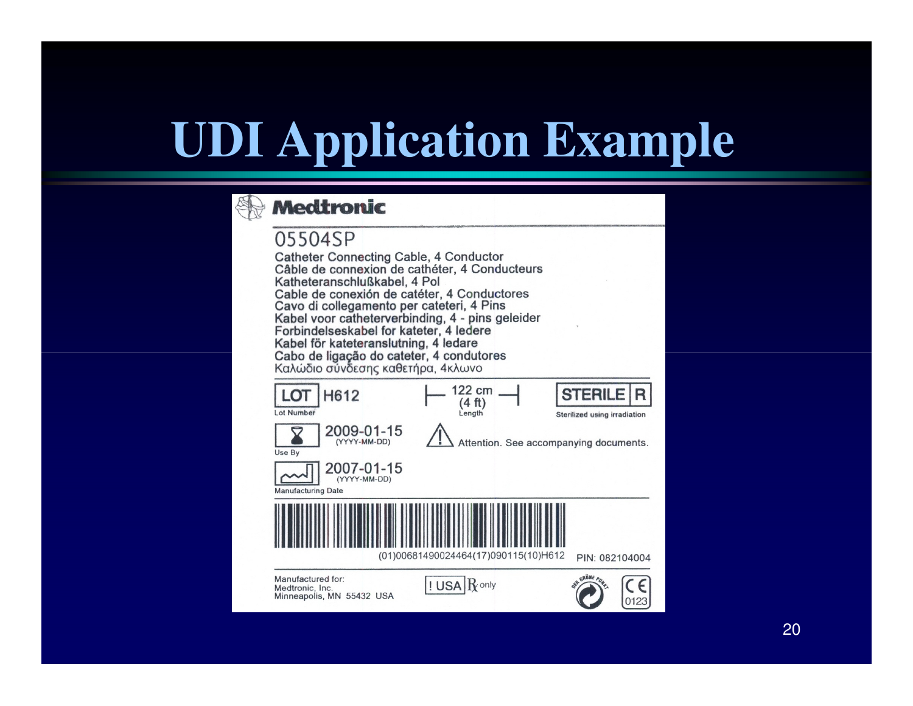# UDI Application Example

**Medtronic**

05504SP

Catheter Connecting Cable, 4 Conductor
Câble de connexion de cathéter, 4 Conducteurs
Katheteranschlußkabel, 4 Pol
Cable de conexión de catéter, 4 Conductores
Cavo di collegamento per cateteri, 4 Pins
Kabel voor catheterverbinding, 4 - pins geleider
Forbindelseskabel for kateter, 4 ledere
Kabel för kateteranslutning, 4 ledare
Cabo de ligação do cateter, 4 condutores
Καλώδιο σύνδεσης καθετήρα, 4κλωνο

LOT H612
Lot Number

122 cm (4 ft)
Length

STERILE R
Sterilized using irradiation

2009-01-15 (YYYY-MM-DD)
Use By

Attention. See accompanying documents.

2007-01-15 (YYYY-MM-DD)
Manufacturing Date

(01)00681490024464(17)090115(10)H612

PIN: 082104004

Manufactured for:
Medtronic, Inc.
Minneapolis, MN 55432 USA

! USA Rx only

DER GRÜNE PUNKT

CE 0123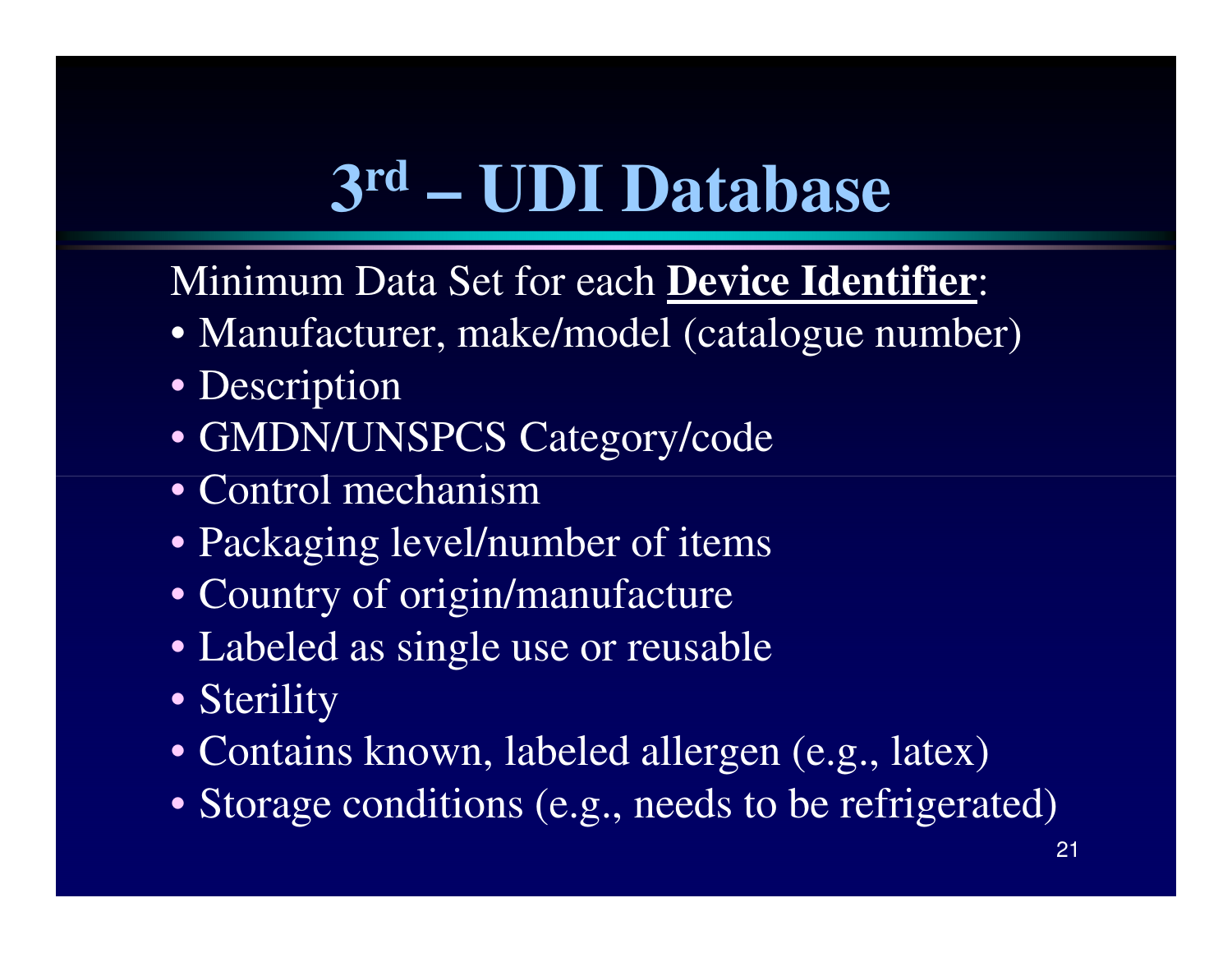# 3rd – UDI Database

Minimum Data Set for each **Device Identifier**:

- Manufacturer, make/model (catalogue number)
- Description
- GMDN/UNSPCS Category/code
- Control mechanism
- Packaging level/number of items
- Country of origin/manufacture
- Labeled as single use or reusable
- Sterility
- Contains known, labeled allergen (e.g., latex)
- Storage conditions (e.g., needs to be refrigerated)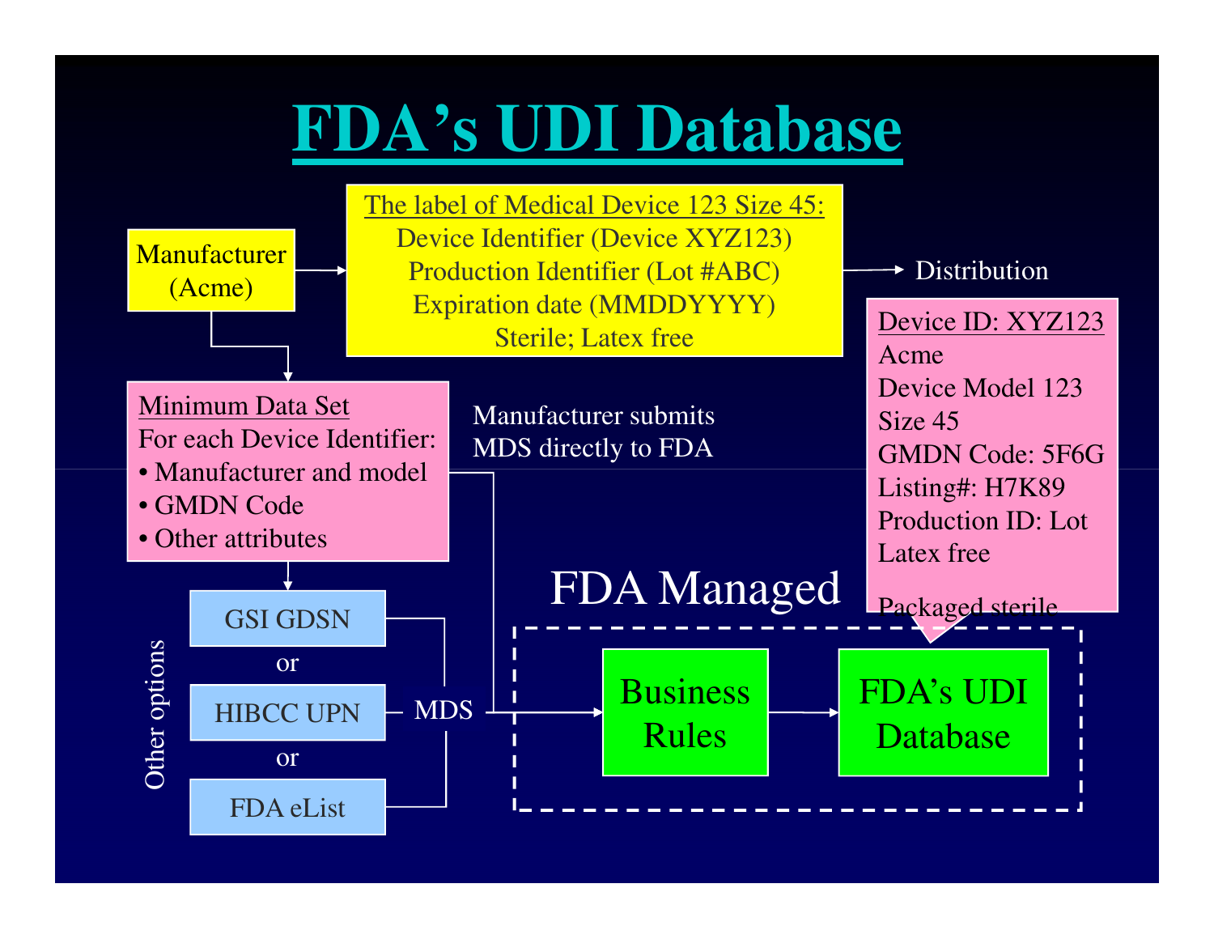# FDA's UDI Database

Manufacturer (Acme)

**The label of Medical Device 123 Size 45:**
Device Identifier (Device XYZ123)
Production Identifier (Lot #ABC)
Expiration date (MMDDYYYY)
Sterile; Latex free

→ Distribution

**Minimum Data Set**
For each Device Identifier:
- Manufacturer and model
- GMDN Code
- Other attributes

Manufacturer submits MDS directly to FDA

Other options:
- GSI GDSN
- or
- HIBCC UPN
- or
- FDA eList

MDS

**Device ID: XYZ123**
Acme
Device Model 123
Size 45
GMDN Code: 5F6G
Listing#: H7K89
Production ID: Lot
Latex free
Packaged sterile

FDA Managed

Business Rules → FDA's UDI Database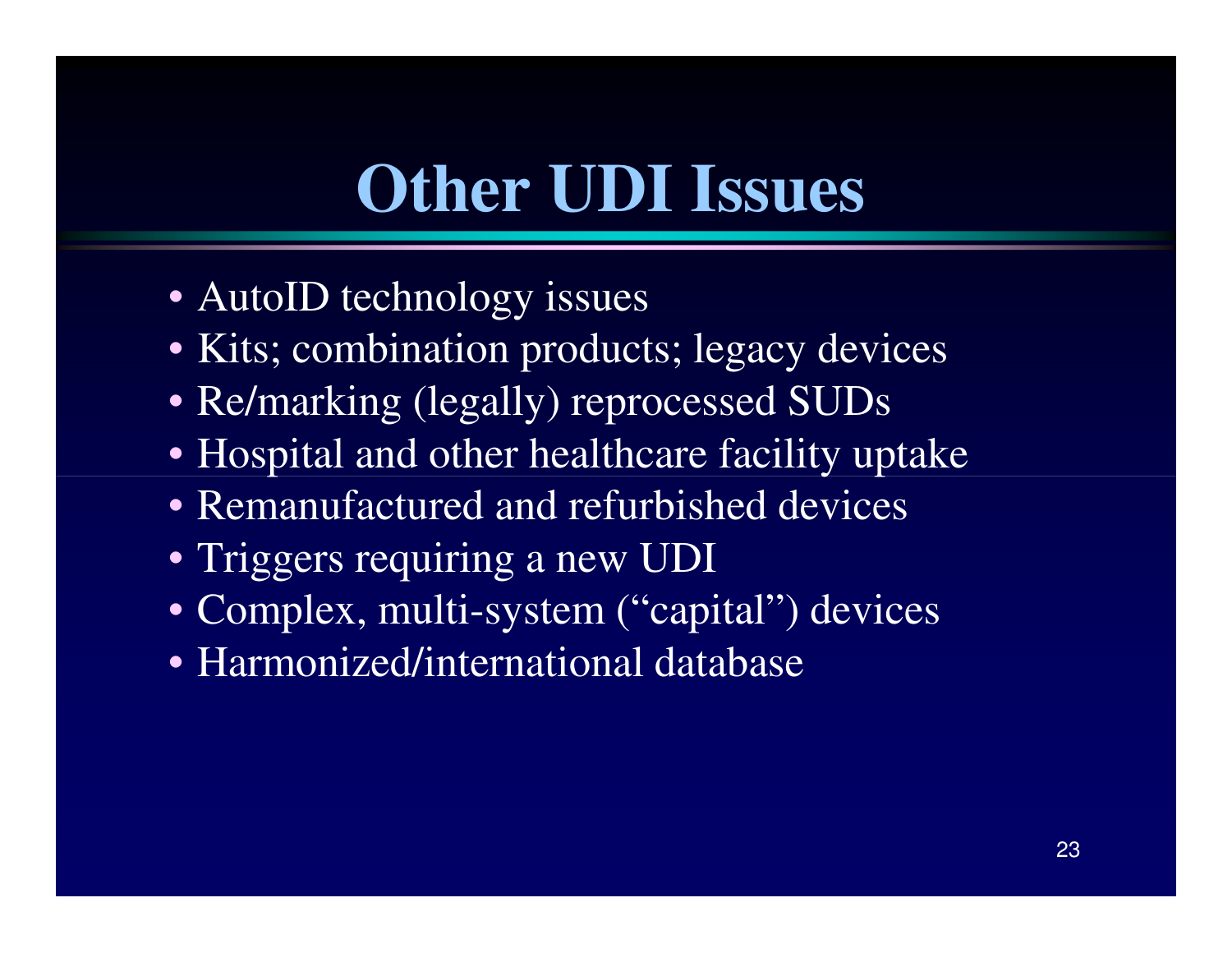# Other UDI Issues

- AutoID technology issues
- Kits; combination products; legacy devices
- Re/marking (legally) reprocessed SUDs
- Hospital and other healthcare facility uptake
- Remanufactured and refurbished devices
- Triggers requiring a new UDI
- Complex, multi-system ("capital") devices
- Harmonized/international database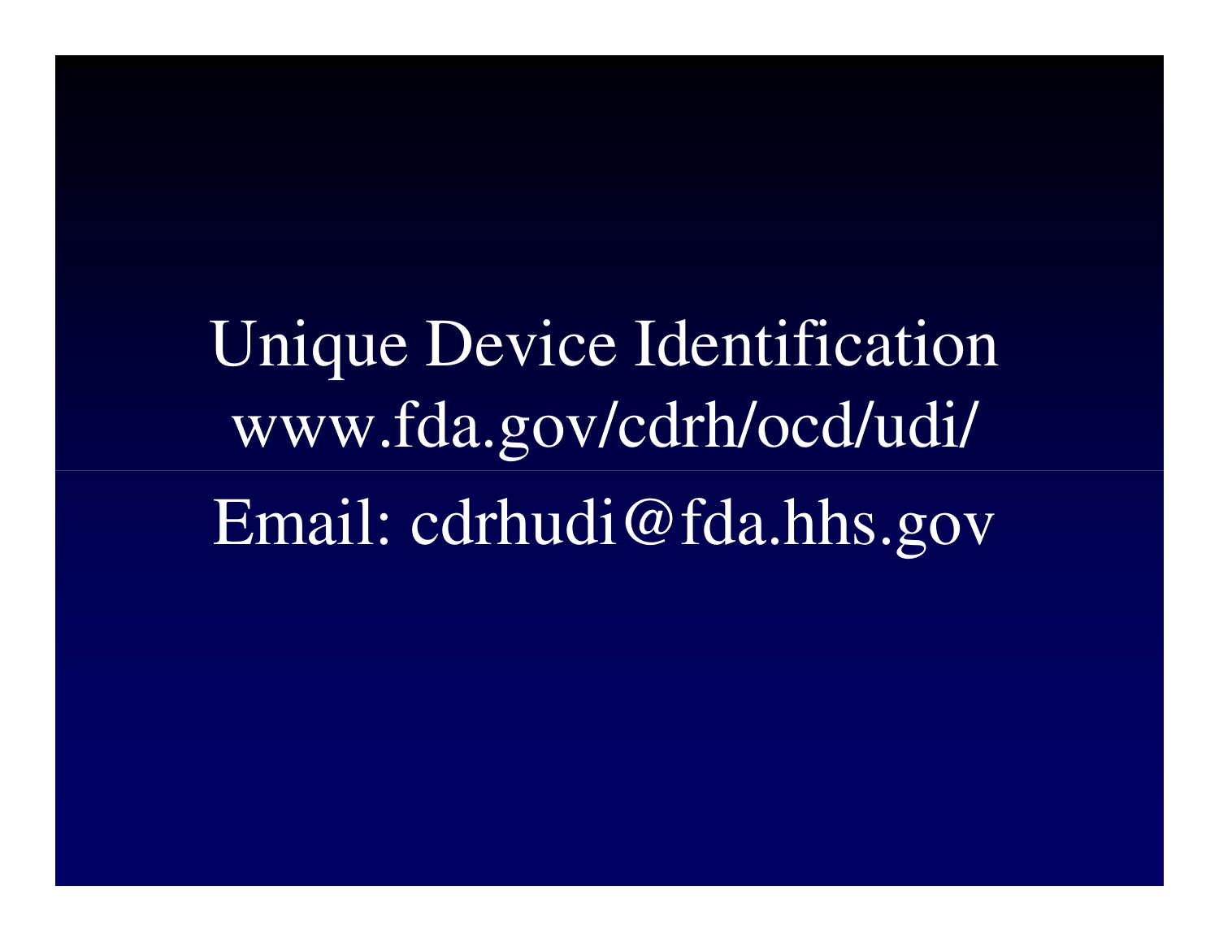Unique Device Identification

www.fda.gov/cdrh/ocd/udi/

Email: cdrhudi@fda.hhs.gov